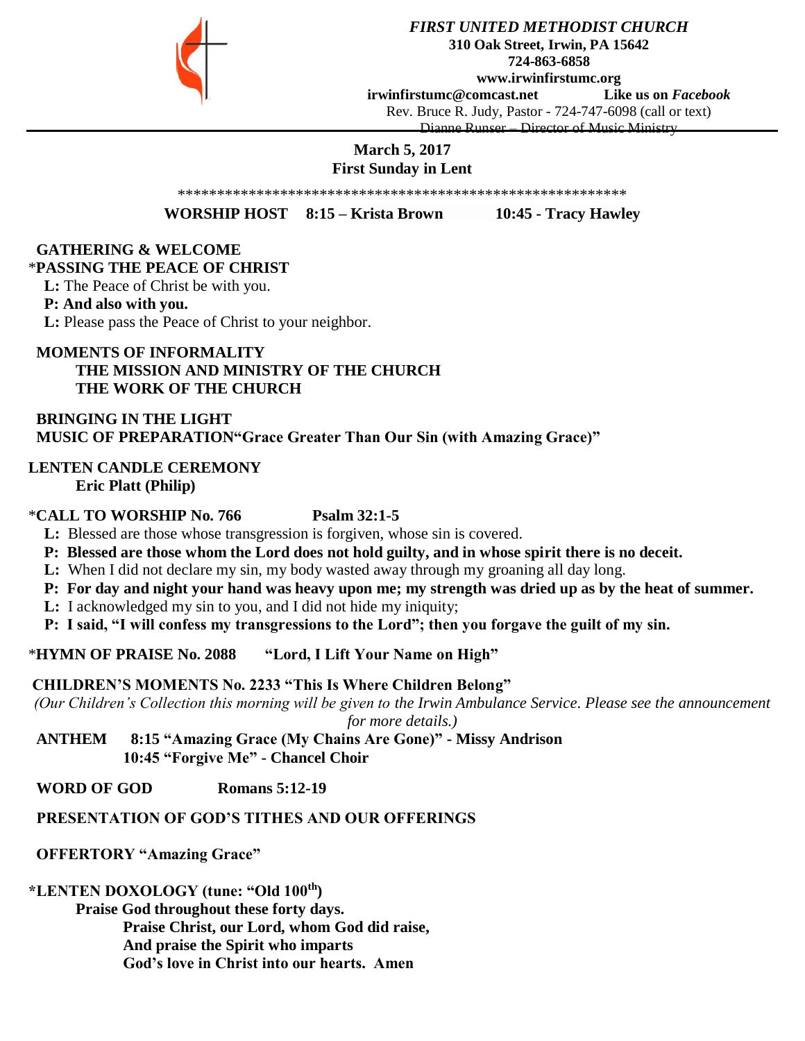***FIRST UNITED METHODIST CHURCH***
**310 Oak Street, Irwin, PA 15642**
**724-863-6858**
**www.irwinfirstumc.org**
**irwinfirstumc@comcast.net** **Like us on *Facebook***
Rev. Bruce R. Judy, Pastor - 724-747-6098 (call or text)
~~Dianne Runser – Director of Music Ministry~~

**March 5, 2017**
**First Sunday in Lent**

\*\*\*\*\*\*\*\*\*\*\*\*\*\*\*\*\*\*\*\*\*\*\*\*\*\*\*\*\*\*\*\*\*\*\*\*\*\*\*\*\*\*\*\*\*\*\*\*\*\*\*\*\*\*\*\*\*\*\*

**WORSHIP HOST 8:15 – Krista Brown 10:45 - Tracy Hawley**

**GATHERING & WELCOME**

\***PASSING THE PEACE OF CHRIST**

**L:** The Peace of Christ be with you.
**P: And also with you.**
**L:** Please pass the Peace of Christ to your neighbor.

**MOMENTS OF INFORMALITY**
**THE MISSION AND MINISTRY OF THE CHURCH**
**THE WORK OF THE CHURCH**

**BRINGING IN THE LIGHT**
**MUSIC OF PREPARATION"Grace Greater Than Our Sin (with Amazing Grace)"**

**LENTEN CANDLE CEREMONY**
**Eric Platt (Philip)**

\***CALL TO WORSHIP No. 766 Psalm 32:1-5**

**L:** Blessed are those whose transgression is forgiven, whose sin is covered.
**P: Blessed are those whom the Lord does not hold guilty, and in whose spirit there is no deceit.**
**L:** When I did not declare my sin, my body wasted away through my groaning all day long.
**P: For day and night your hand was heavy upon me; my strength was dried up as by the heat of summer.**
**L:** I acknowledged my sin to you, and I did not hide my iniquity;
**P: I said, "I will confess my transgressions to the Lord"; then you forgave the guilt of my sin.**

\***HYMN OF PRAISE No. 2088 "Lord, I Lift Your Name on High"**

**CHILDREN'S MOMENTS No. 2233 "This Is Where Children Belong"**
*(Our Children's Collection this morning will be given to the Irwin Ambulance Service. Please see the announcement for more details.)*

**ANTHEM 8:15 "Amazing Grace (My Chains Are Gone)" - Missy Andrison**
**10:45 "Forgive Me" - Chancel Choir**

**WORD OF GOD Romans 5:12-19**

**PRESENTATION OF GOD'S TITHES AND OUR OFFERINGS**

**OFFERTORY "Amazing Grace"**

\***LENTEN DOXOLOGY (tune: "Old 100th")**

**Praise God throughout these forty days.**
**Praise Christ, our Lord, whom God did raise,**
**And praise the Spirit who imparts**
**God's love in Christ into our hearts. Amen**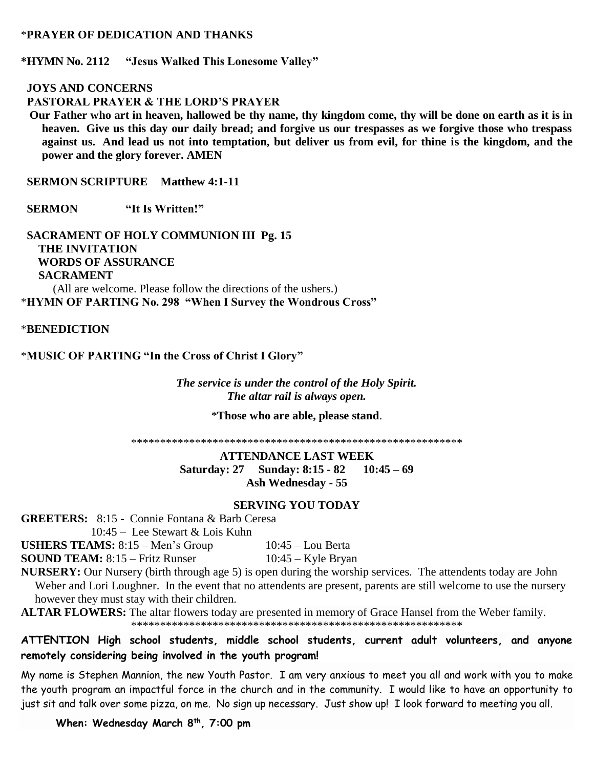*PRAYER OF DEDICATION AND THANKS

**\*HYMN No. 2112 "Jesus Walked This Lonesome Valley"**

**JOYS AND CONCERNS**

**PASTORAL PRAYER & THE LORD'S PRAYER**

**Our Father who art in heaven, hallowed be thy name, thy kingdom come, thy will be done on earth as it is in heaven. Give us this day our daily bread; and forgive us our trespasses as we forgive those who trespass against us. And lead us not into temptation, but deliver us from evil, for thine is the kingdom, and the power and the glory forever. AMEN**

**SERMON SCRIPTURE Matthew 4:1-11**

**SERMON "It Is Written!"**

**SACRAMENT OF HOLY COMMUNION III Pg. 15**

**THE INVITATION**

**WORDS OF ASSURANCE**

**SACRAMENT**

(All are welcome. Please follow the directions of the ushers.)

*HYMN OF PARTING No. 298 "When I Survey the Wondrous Cross"

*BENEDICTION

*MUSIC OF PARTING "In the Cross of Christ I Glory"

***The service is under the control of the Holy Spirit.***
***The altar rail is always open.***

*Those who are able, please stand.

**********************************************************

**ATTENDANCE LAST WEEK**
**Saturday: 27 Sunday: 8:15 - 82 10:45 – 69**
**Ash Wednesday - 55**

**SERVING YOU TODAY**

**GREETERS:** 8:15 - Connie Fontana & Barb Ceresa
10:45 – Lee Stewart & Lois Kuhn

**USHERS TEAMS:** 8:15 – Men's Group 10:45 – Lou Berta

**SOUND TEAM:** 8:15 – Fritz Runser 10:45 – Kyle Bryan

**NURSERY:** Our Nursery (birth through age 5) is open during the worship services. The attendents today are John Weber and Lori Loughner. In the event that no attendents are present, parents are still welcome to use the nursery however they must stay with their children.

**ALTAR FLOWERS:** The altar flowers today are presented in memory of Grace Hansel from the Weber family.

**********************************************************

**ATTENTION High school students, middle school students, current adult volunteers, and anyone remotely considering being involved in the youth program!**

My name is Stephen Mannion, the new Youth Pastor. I am very anxious to meet you all and work with you to make the youth program an impactful force in the church and in the community. I would like to have an opportunity to just sit and talk over some pizza, on me. No sign up necessary. Just show up! I look forward to meeting you all.

**When: Wednesday March 8th, 7:00 pm**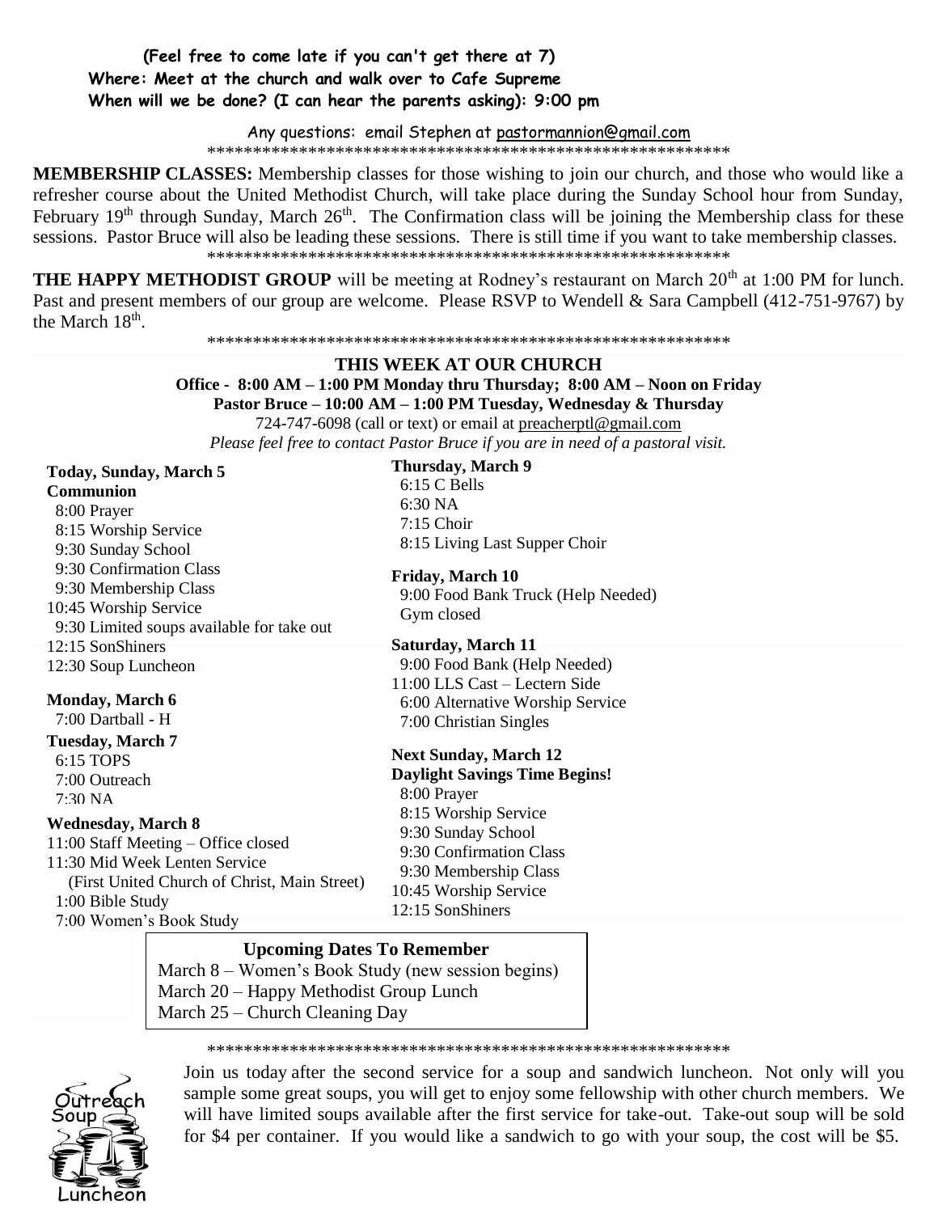**(Feel free to come late if you can't get there at 7)**
**Where: Meet at the church and walk over to Cafe Supreme**
**When will we be done? (I can hear the parents asking): 9:00 pm**

Any questions: email Stephen at pastormannion@gmail.com

**********************************************************

**MEMBERSHIP CLASSES:** Membership classes for those wishing to join our church, and those who would like a refresher course about the United Methodist Church, will take place during the Sunday School hour from Sunday, February 19th through Sunday, March 26th. The Confirmation class will be joining the Membership class for these sessions. Pastor Bruce will also be leading these sessions. There is still time if you want to take membership classes.

**********************************************************

**THE HAPPY METHODIST GROUP** will be meeting at Rodney's restaurant on March 20th at 1:00 PM for lunch. Past and present members of our group are welcome. Please RSVP to Wendell & Sara Campbell (412-751-9767) by the March 18th.

**********************************************************

## THIS WEEK AT OUR CHURCH

**Office - 8:00 AM – 1:00 PM Monday thru Thursday; 8:00 AM – Noon on Friday**
**Pastor Bruce – 10:00 AM – 1:00 PM Tuesday, Wednesday & Thursday**
724-747-6098 (call or text) or email at preacherptl@gmail.com
*Please feel free to contact Pastor Bruce if you are in need of a pastoral visit.*

**Today, Sunday, March 5**
**Communion**
8:00 Prayer
8:15 Worship Service
9:30 Sunday School
9:30 Confirmation Class
9:30 Membership Class
10:45 Worship Service
9:30 Limited soups available for take out
12:15 SonShiners
12:30 Soup Luncheon

**Monday, March 6**
7:00 Dartball - H

**Tuesday, March 7**
6:15 TOPS
7:00 Outreach
7:30 NA

**Wednesday, March 8**
11:00 Staff Meeting – Office closed
11:30 Mid Week Lenten Service
(First United Church of Christ, Main Street)
1:00 Bible Study
7:00 Women's Book Study

**Thursday, March 9**
6:15 C Bells
6:30 NA
7:15 Choir
8:15 Living Last Supper Choir

**Friday, March 10**
9:00 Food Bank Truck (Help Needed)
Gym closed

**Saturday, March 11**
9:00 Food Bank (Help Needed)
11:00 LLS Cast – Lectern Side
6:00 Alternative Worship Service
7:00 Christian Singles

**Next Sunday, March 12**
**Daylight Savings Time Begins!**
8:00 Prayer
8:15 Worship Service
9:30 Sunday School
9:30 Confirmation Class
9:30 Membership Class
10:45 Worship Service
12:15 SonShiners

**Upcoming Dates To Remember**
March 8 – Women's Book Study (new session begins)
March 20 – Happy Methodist Group Lunch
March 25 – Church Cleaning Day

**********************************************************

Join us today after the second service for a soup and sandwich luncheon. Not only will you sample some great soups, you will get to enjoy some fellowship with other church members. We will have limited soups available after the first service for take-out. Take-out soup will be sold for $4 per container. If you would like a sandwich to go with your soup, the cost will be $5.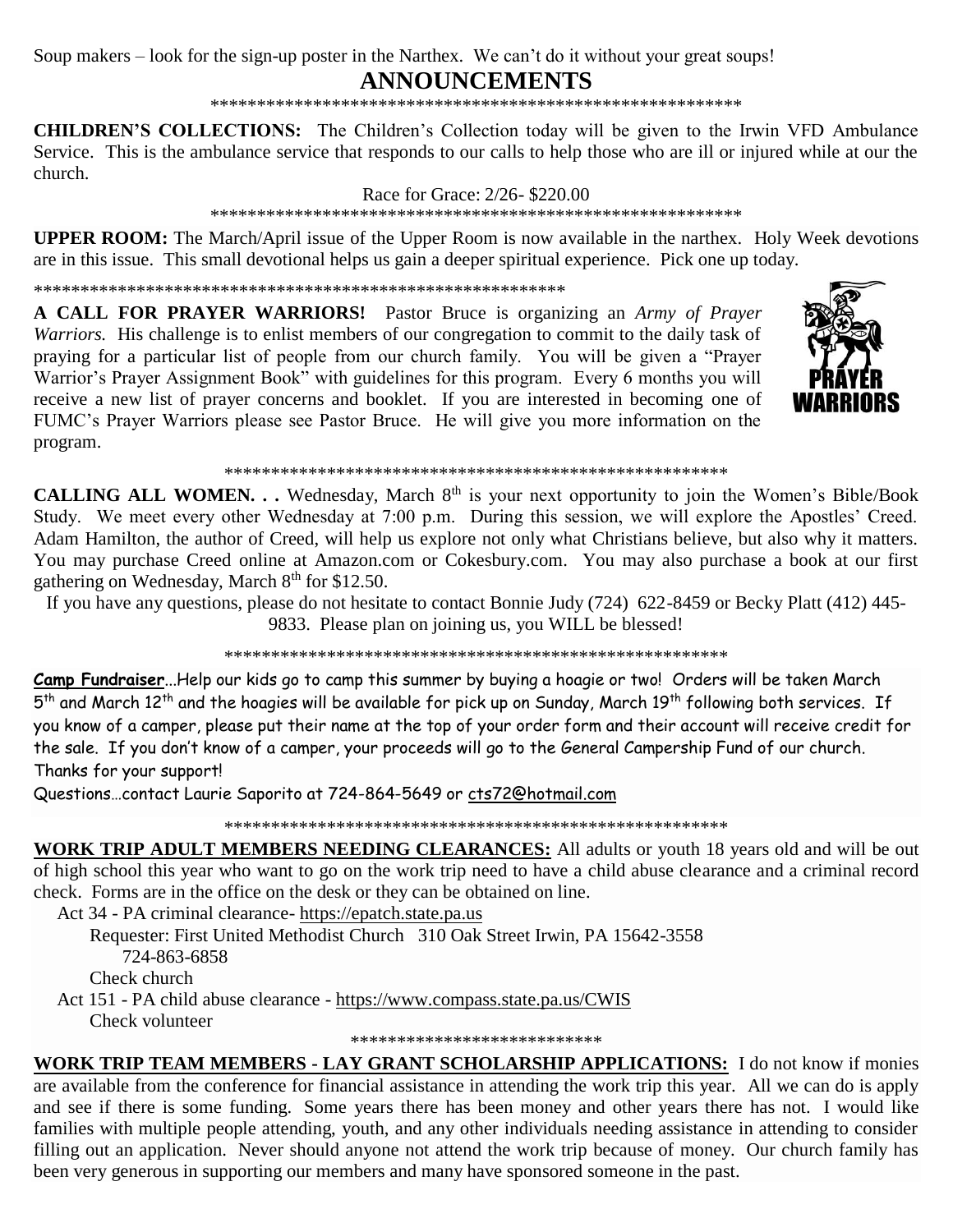Soup makers – look for the sign-up poster in the Narthex. We can't do it without your great soups!

# ANNOUNCEMENTS

\*\*\*\*\*\*\*\*\*\*\*\*\*\*\*\*\*\*\*\*\*\*\*\*\*\*\*\*\*\*\*\*\*\*\*\*\*\*\*\*\*\*\*\*\*\*\*\*\*\*\*\*\*\*\*\*\*\*

**CHILDREN'S COLLECTIONS:** The Children's Collection today will be given to the Irwin VFD Ambulance Service. This is the ambulance service that responds to our calls to help those who are ill or injured while at our the church.

Race for Grace: 2/26- $220.00

\*\*\*\*\*\*\*\*\*\*\*\*\*\*\*\*\*\*\*\*\*\*\*\*\*\*\*\*\*\*\*\*\*\*\*\*\*\*\*\*\*\*\*\*\*\*\*\*\*\*\*\*\*\*\*\*\*\*

**UPPER ROOM:** The March/April issue of the Upper Room is now available in the narthex. Holy Week devotions are in this issue. This small devotional helps us gain a deeper spiritual experience. Pick one up today.

\*\*\*\*\*\*\*\*\*\*\*\*\*\*\*\*\*\*\*\*\*\*\*\*\*\*\*\*\*\*\*\*\*\*\*\*\*\*\*\*\*\*\*\*\*\*\*\*\*\*\*\*\*\*\*\*\*\*\*\*

**A CALL FOR PRAYER WARRIORS!** Pastor Bruce is organizing an *Army of Prayer Warriors.* His challenge is to enlist members of our congregation to commit to the daily task of praying for a particular list of people from our church family. You will be given a "Prayer Warrior's Prayer Assignment Book" with guidelines for this program. Every 6 months you will receive a new list of prayer concerns and booklet. If you are interested in becoming one of FUMC's Prayer Warriors please see Pastor Bruce. He will give you more information on the program.

PRAYER WARRIORS

\*\*\*\*\*\*\*\*\*\*\*\*\*\*\*\*\*\*\*\*\*\*\*\*\*\*\*\*\*\*\*\*\*\*\*\*\*\*\*\*\*\*\*\*\*\*\*\*\*\*\*\*\*\*\*\*

**CALLING ALL WOMEN. . .** Wednesday, March 8th is your next opportunity to join the Women's Bible/Book Study. We meet every other Wednesday at 7:00 p.m. During this session, we will explore the Apostles' Creed. Adam Hamilton, the author of Creed, will help us explore not only what Christians believe, but also why it matters. You may purchase Creed online at Amazon.com or Cokesbury.com. You may also purchase a book at our first gathering on Wednesday, March 8th for $12.50.

If you have any questions, please do not hesitate to contact Bonnie Judy (724) 622-8459 or Becky Platt (412) 445-9833. Please plan on joining us, you WILL be blessed!

\*\*\*\*\*\*\*\*\*\*\*\*\*\*\*\*\*\*\*\*\*\*\*\*\*\*\*\*\*\*\*\*\*\*\*\*\*\*\*\*\*\*\*\*\*\*\*\*\*\*\*\*\*\*\*\*

**Camp Fundraiser**...Help our kids go to camp this summer by buying a hoagie or two! Orders will be taken March 5th and March 12th and the hoagies will be available for pick up on Sunday, March 19th following both services. If you know of a camper, please put their name at the top of your order form and their account will receive credit for the sale. If you don't know of a camper, your proceeds will go to the General Campership Fund of our church. Thanks for your support!

Questions…contact Laurie Saporito at 724-864-5649 or cts72@hotmail.com

\*\*\*\*\*\*\*\*\*\*\*\*\*\*\*\*\*\*\*\*\*\*\*\*\*\*\*\*\*\*\*\*\*\*\*\*\*\*\*\*\*\*\*\*\*\*\*\*\*\*\*\*\*\*\*\*

**WORK TRIP ADULT MEMBERS NEEDING CLEARANCES:** All adults or youth 18 years old and will be out of high school this year who want to go on the work trip need to have a child abuse clearance and a criminal record check. Forms are in the office on the desk or they can be obtained on line.

Act 34 - PA criminal clearance- https://epatch.state.pa.us
Requester: First United Methodist Church 310 Oak Street Irwin, PA 15642-3558
724-863-6858
Check church

Act 151 - PA child abuse clearance - https://www.compass.state.pa.us/CWIS
Check volunteer

\*\*\*\*\*\*\*\*\*\*\*\*\*\*\*\*\*\*\*\*\*\*\*\*\*\*\*\*

**WORK TRIP TEAM MEMBERS - LAY GRANT SCHOLARSHIP APPLICATIONS:** I do not know if monies are available from the conference for financial assistance in attending the work trip this year. All we can do is apply and see if there is some funding. Some years there has been money and other years there has not. I would like families with multiple people attending, youth, and any other individuals needing assistance in attending to consider filling out an application. Never should anyone not attend the work trip because of money. Our church family has been very generous in supporting our members and many have sponsored someone in the past.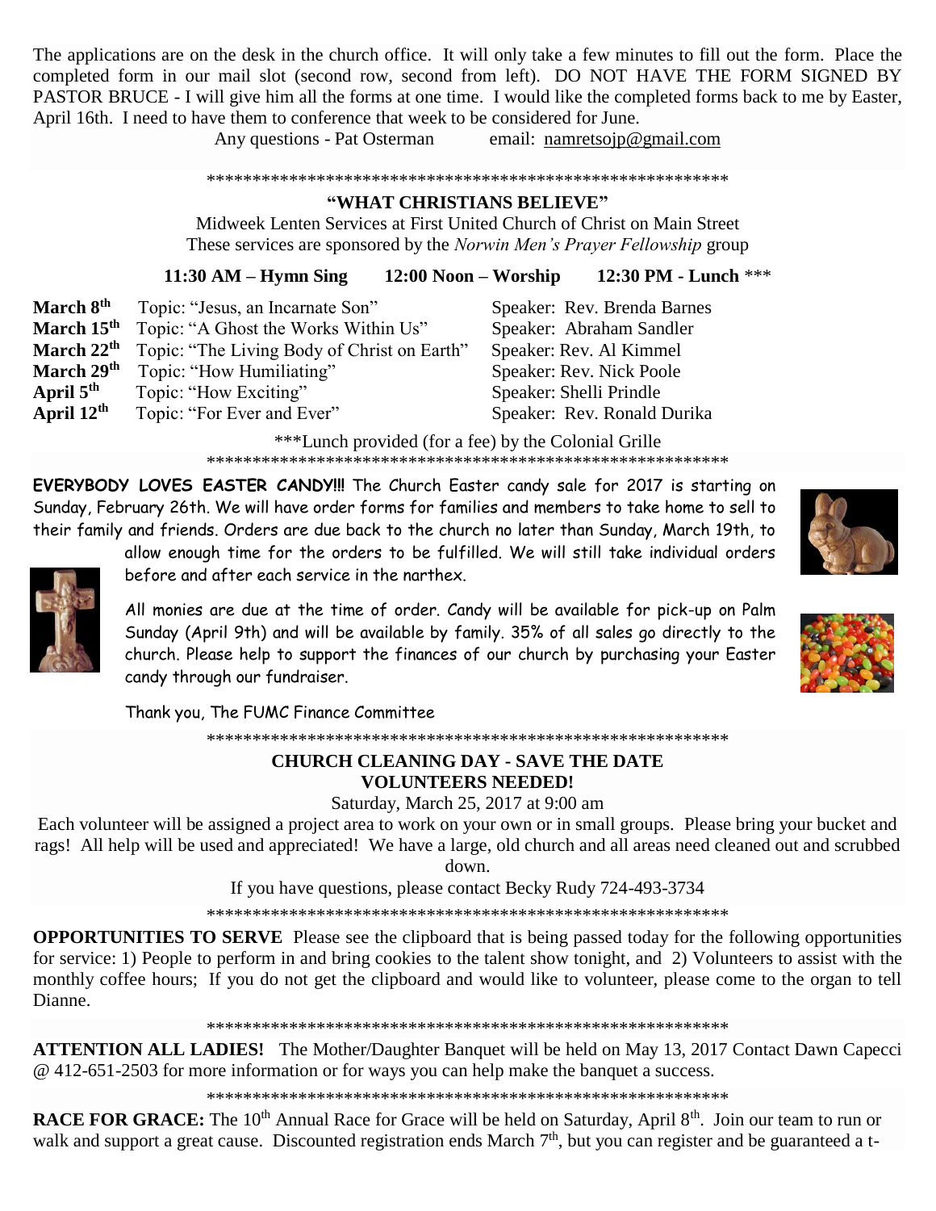The applications are on the desk in the church office. It will only take a few minutes to fill out the form. Place the completed form in our mail slot (second row, second from left). DO NOT HAVE THE FORM SIGNED BY PASTOR BRUCE - I will give him all the forms at one time. I would like the completed forms back to me by Easter, April 16th. I need to have them to conference that week to be considered for June.

Any questions - Pat Osterman email: namretsojp@gmail.com

*************************************************************

## "WHAT CHRISTIANS BELIEVE"

Midweek Lenten Services at First United Church of Christ on Main Street
These services are sponsored by the *Norwin Men's Prayer Fellowship* group

**11:30 AM – Hymn Sing 12:00 Noon – Worship 12:30 PM - Lunch** ***

| | | |
|---|---|---|
| **March 8th** | Topic: "Jesus, an Incarnate Son" | Speaker: Rev. Brenda Barnes |
| **March 15th** | Topic: "A Ghost the Works Within Us" | Speaker: Abraham Sandler |
| **March 22nd** | Topic: "The Living Body of Christ on Earth" | Speaker: Rev. Al Kimmel |
| **March 29th** | Topic: "How Humiliating" | Speaker: Rev. Nick Poole |
| **April 5th** | Topic: "How Exciting" | Speaker: Shelli Prindle |
| **April 12th** | Topic: "For Ever and Ever" | Speaker: Rev. Ronald Durika |

***Lunch provided (for a fee) by the Colonial Grille

*************************************************************

**EVERYBODY LOVES EASTER CANDY!!!** The Church Easter candy sale for 2017 is starting on Sunday, February 26th. We will have order forms for families and members to take home to sell to their family and friends. Orders are due back to the church no later than Sunday, March 19th, to allow enough time for the orders to be fulfilled. We will still take individual orders before and after each service in the narthex.

All monies are due at the time of order. Candy will be available for pick-up on Palm Sunday (April 9th) and will be available by family. 35% of all sales go directly to the church. Please help to support the finances of our church by purchasing your Easter candy through our fundraiser.

Thank you, The FUMC Finance Committee

*************************************************************

## CHURCH CLEANING DAY - SAVE THE DATE
## VOLUNTEERS NEEDED!

Saturday, March 25, 2017 at 9:00 am

Each volunteer will be assigned a project area to work on your own or in small groups. Please bring your bucket and rags! All help will be used and appreciated! We have a large, old church and all areas need cleaned out and scrubbed down.

If you have questions, please contact Becky Rudy 724-493-3734

*************************************************************

**OPPORTUNITIES TO SERVE** Please see the clipboard that is being passed today for the following opportunities for service: 1) People to perform in and bring cookies to the talent show tonight, and 2) Volunteers to assist with the monthly coffee hours; If you do not get the clipboard and would like to volunteer, please come to the organ to tell Dianne.

*************************************************************

**ATTENTION ALL LADIES!** The Mother/Daughter Banquet will be held on May 13, 2017 Contact Dawn Capecci @ 412-651-2503 for more information or for ways you can help make the banquet a success.

*************************************************************

**RACE FOR GRACE:** The 10th Annual Race for Grace will be held on Saturday, April 8th. Join our team to run or walk and support a great cause. Discounted registration ends March 7th, but you can register and be guaranteed a t-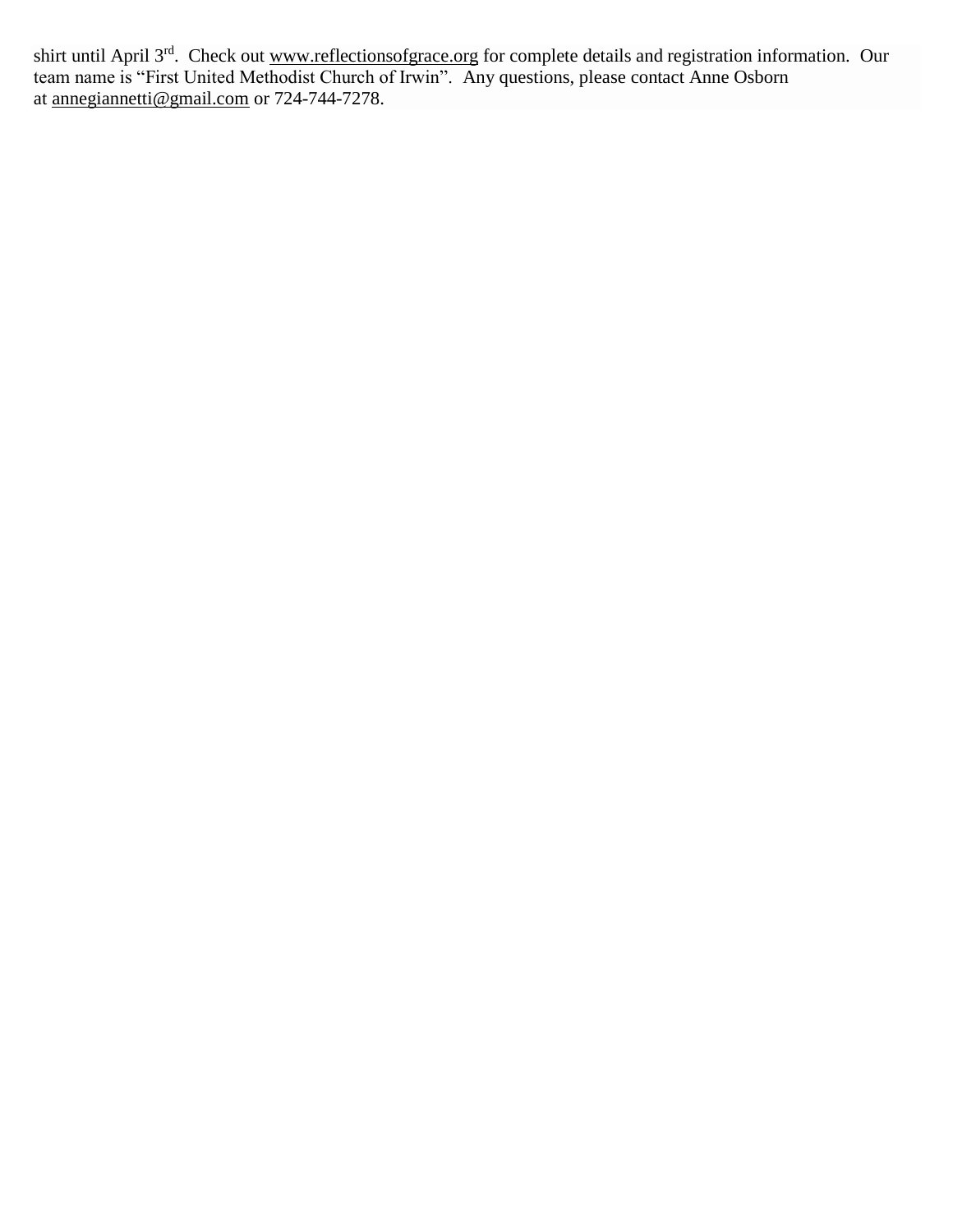shirt until April 3rd. Check out www.reflectionsofgrace.org for complete details and registration information. Our team name is "First United Methodist Church of Irwin". Any questions, please contact Anne Osborn at annegiannetti@gmail.com or 724-744-7278.